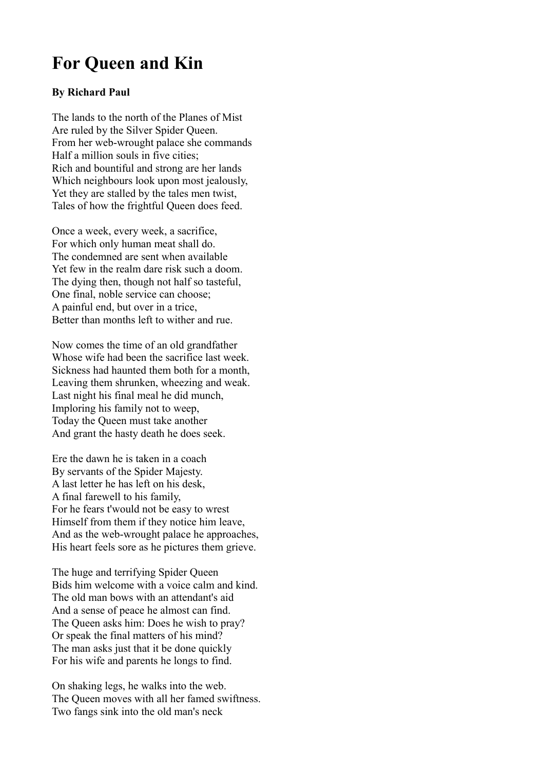# For Queen and Kin

**By Richard Paul**

The lands to the north of the Planes of Mist
Are ruled by the Silver Spider Queen.
From her web-wrought palace she commands
Half a million souls in five cities;
Rich and bountiful and strong are her lands
Which neighbours look upon most jealously,
Yet they are stalled by the tales men twist,
Tales of how the frightful Queen does feed.

Once a week, every week, a sacrifice,
For which only human meat shall do.
The condemned are sent when available
Yet few in the realm dare risk such a doom.
The dying then, though not half so tasteful,
One final, noble service can choose;
A painful end, but over in a trice,
Better than months left to wither and rue.

Now comes the time of an old grandfather
Whose wife had been the sacrifice last week.
Sickness had haunted them both for a month,
Leaving them shrunken, wheezing and weak.
Last night his final meal he did munch,
Imploring his family not to weep,
Today the Queen must take another
And grant the hasty death he does seek.

Ere the dawn he is taken in a coach
By servants of the Spider Majesty.
A last letter he has left on his desk,
A final farewell to his family,
For he fears t'would not be easy to wrest
Himself from them if they notice him leave,
And as the web-wrought palace he approaches,
His heart feels sore as he pictures them grieve.

The huge and terrifying Spider Queen
Bids him welcome with a voice calm and kind.
The old man bows with an attendant's aid
And a sense of peace he almost can find.
The Queen asks him: Does he wish to pray?
Or speak the final matters of his mind?
The man asks just that it be done quickly
For his wife and parents he longs to find.

On shaking legs, he walks into the web.
The Queen moves with all her famed swiftness.
Two fangs sink into the old man's neck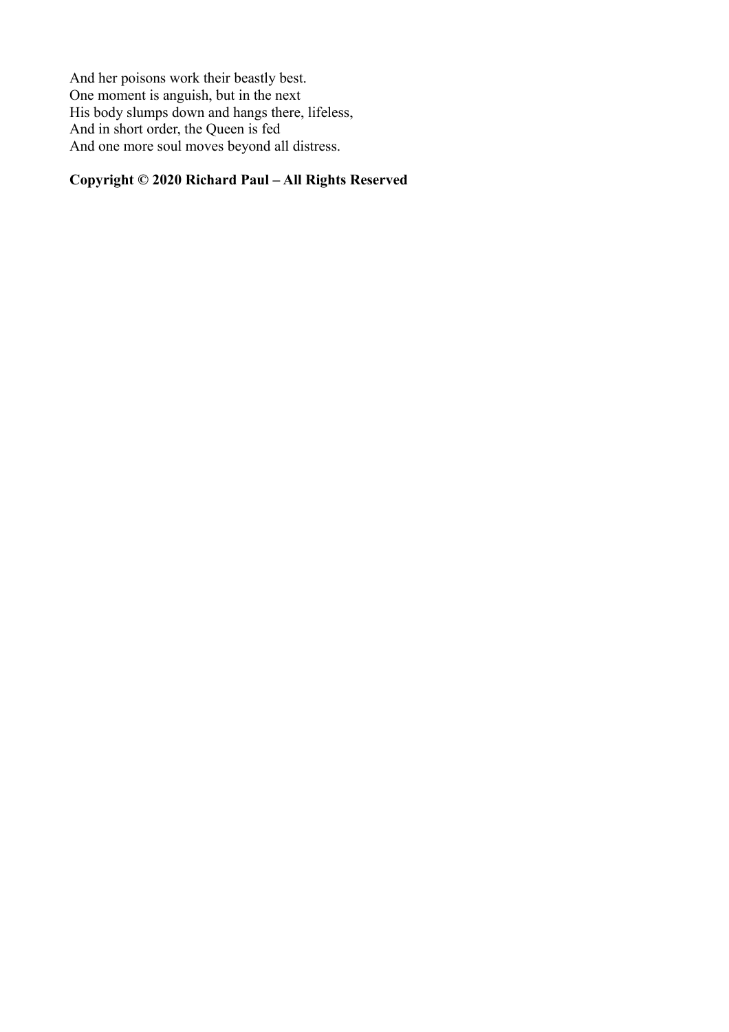And her poisons work their beastly best.
One moment is anguish, but in the next
His body slumps down and hangs there, lifeless,
And in short order, the Queen is fed
And one more soul moves beyond all distress.

**Copyright © 2020 Richard Paul – All Rights Reserved**